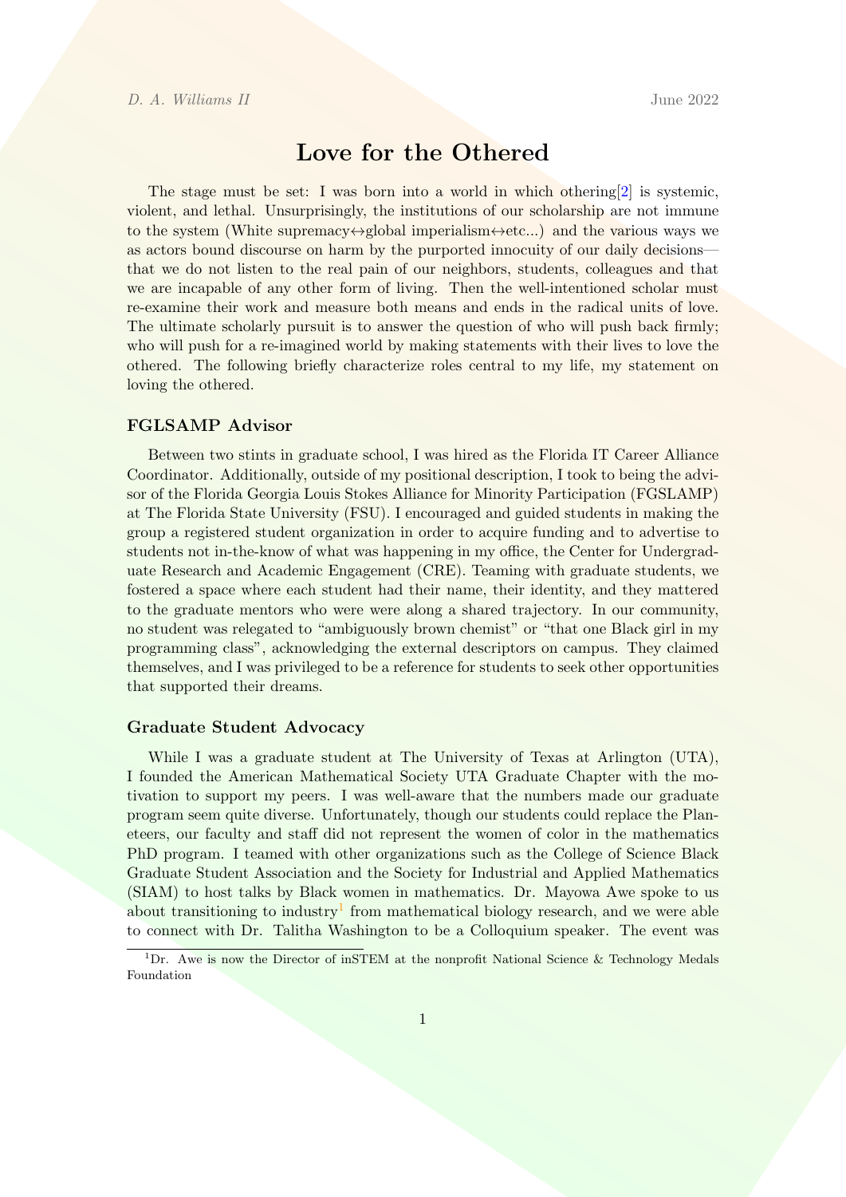*D. A. Williams II* June 2022

# Love for the Othered

The stage must be set: I was born into a world in which othering[2] is systemic, violent, and lethal. Unsurprisingly, the institutions of our scholarship are not immune to the system (White supremacy↔global imperialism↔etc...) and the various ways we as actors bound discourse on harm by the purported innocuity of our daily decisions—that we do not listen to the real pain of our neighbors, students, colleagues and that we are incapable of any other form of living. Then the well-intentioned scholar must re-examine their work and measure both means and ends in the radical units of love. The ultimate scholarly pursuit is to answer the question of who will push back firmly; who will push for a re-imagined world by making statements with their lives to love the othered. The following briefly characterize roles central to my life, my statement on loving the othered.

### FGLSAMP Advisor

Between two stints in graduate school, I was hired as the Florida IT Career Alliance Coordinator. Additionally, outside of my positional description, I took to being the advisor of the Florida Georgia Louis Stokes Alliance for Minority Participation (FGSLAMP) at The Florida State University (FSU). I encouraged and guided students in making the group a registered student organization in order to acquire funding and to advertise to students not in-the-know of what was happening in my office, the Center for Undergraduate Research and Academic Engagement (CRE). Teaming with graduate students, we fostered a space where each student had their name, their identity, and they mattered to the graduate mentors who were were along a shared trajectory. In our community, no student was relegated to "ambiguously brown chemist" or "that one Black girl in my programming class", acknowledging the external descriptors on campus. They claimed themselves, and I was privileged to be a reference for students to seek other opportunities that supported their dreams.

### Graduate Student Advocacy

While I was a graduate student at The University of Texas at Arlington (UTA), I founded the American Mathematical Society UTA Graduate Chapter with the motivation to support my peers. I was well-aware that the numbers made our graduate program seem quite diverse. Unfortunately, though our students could replace the Planeteers, our faculty and staff did not represent the women of color in the mathematics PhD program. I teamed with other organizations such as the College of Science Black Graduate Student Association and the Society for Industrial and Applied Mathematics (SIAM) to host talks by Black women in mathematics. Dr. Mayowa Awe spoke to us about transitioning to industry[1] from mathematical biology research, and we were able to connect with Dr. Talitha Washington to be a Colloquium speaker. The event was

[1] Dr. Awe is now the Director of inSTEM at the nonprofit National Science & Technology Medals Foundation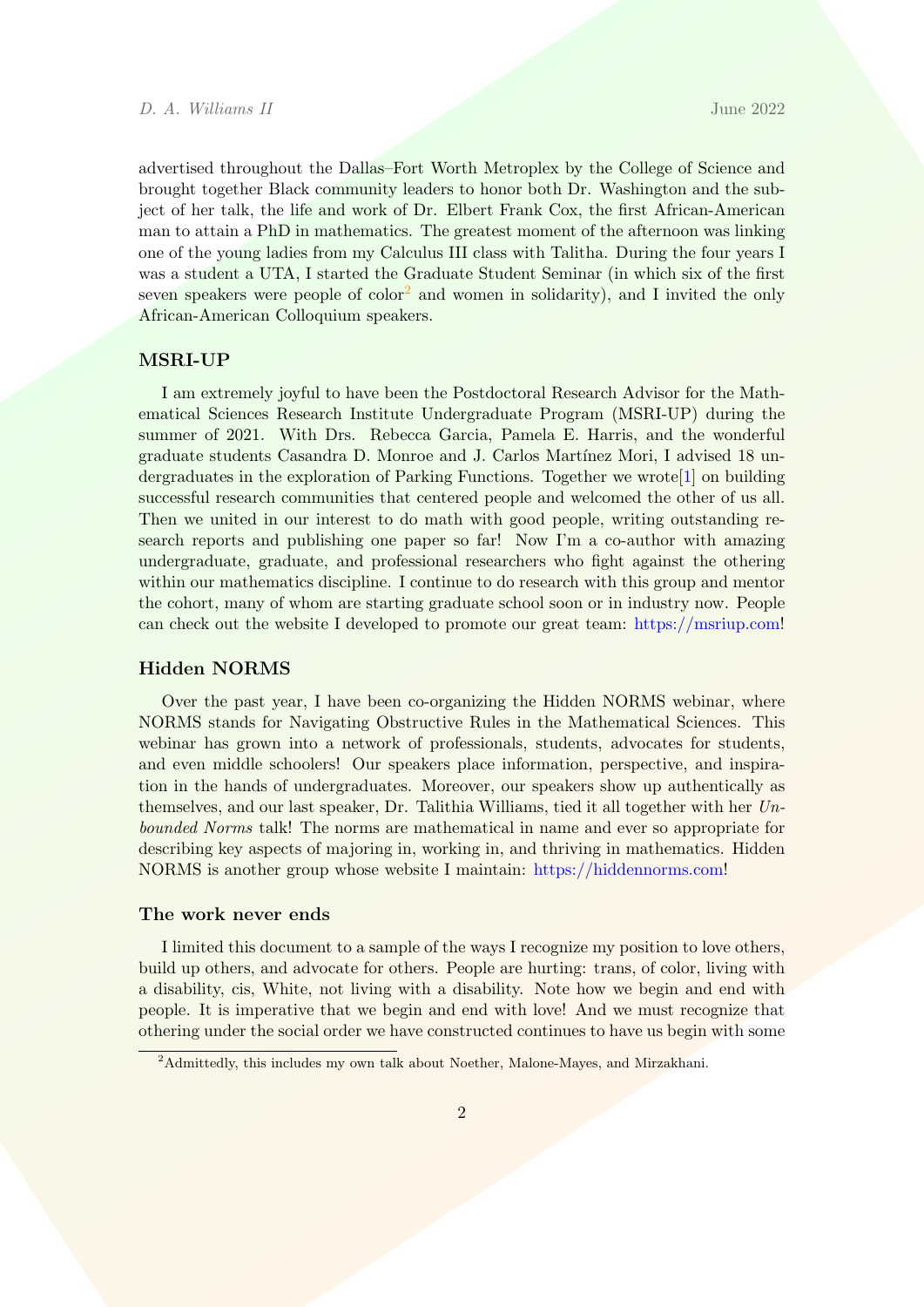advertised throughout the Dallas–Fort Worth Metroplex by the College of Science and brought together Black community leaders to honor both Dr. Washington and the subject of her talk, the life and work of Dr. Elbert Frank Cox, the first African-American man to attain a PhD in mathematics. The greatest moment of the afternoon was linking one of the young ladies from my Calculus III class with Talitha. During the four years I was a student a UTA, I started the Graduate Student Seminar (in which six of the first seven speakers were people of color[2] and women in solidarity), and I invited the only African-American Colloquium speakers.

### MSRI-UP

I am extremely joyful to have been the Postdoctoral Research Advisor for the Mathematical Sciences Research Institute Undergraduate Program (MSRI-UP) during the summer of 2021. With Drs. Rebecca Garcia, Pamela E. Harris, and the wonderful graduate students Casandra D. Monroe and J. Carlos Martínez Mori, I advised 18 undergraduates in the exploration of Parking Functions. Together we wrote[1] on building successful research communities that centered people and welcomed the other of us all. Then we united in our interest to do math with good people, writing outstanding research reports and publishing one paper so far! Now I'm a co-author with amazing undergraduate, graduate, and professional researchers who fight against the othering within our mathematics discipline. I continue to do research with this group and mentor the cohort, many of whom are starting graduate school soon or in industry now. People can check out the website I developed to promote our great team: https://msriup.com!

### Hidden NORMS

Over the past year, I have been co-organizing the Hidden NORMS webinar, where NORMS stands for Navigating Obstructive Rules in the Mathematical Sciences. This webinar has grown into a network of professionals, students, advocates for students, and even middle schoolers! Our speakers place information, perspective, and inspiration in the hands of undergraduates. Moreover, our speakers show up authentically as themselves, and our last speaker, Dr. Talithia Williams, tied it all together with her *Unbounded Norms* talk! The norms are mathematical in name and ever so appropriate for describing key aspects of majoring in, working in, and thriving in mathematics. Hidden NORMS is another group whose website I maintain: https://hiddennorms.com!

### The work never ends

I limited this document to a sample of the ways I recognize my position to love others, build up others, and advocate for others. People are hurting: trans, of color, living with a disability, cis, White, not living with a disability. Note how we begin and end with people. It is imperative that we begin and end with love! And we must recognize that othering under the social order we have constructed continues to have us begin with some

[2] Admittedly, this includes my own talk about Noether, Malone-Mayes, and Mirzakhani.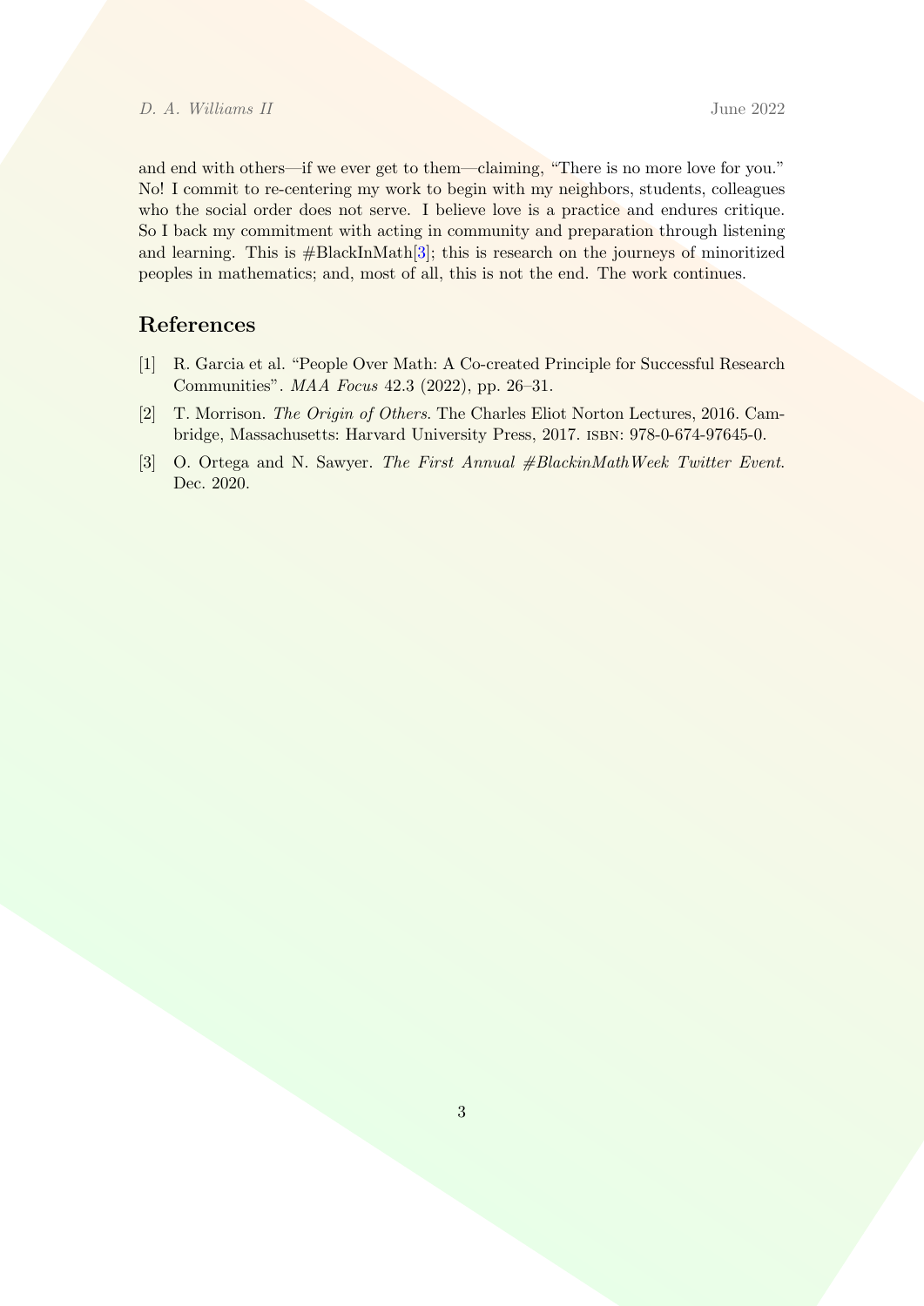and end with others—if we ever get to them—claiming, "There is no more love for you." No! I commit to re-centering my work to begin with my neighbors, students, colleagues who the social order does not serve. I believe love is a practice and endures critique. So I back my commitment with acting in community and preparation through listening and learning. This is #BlackInMath[3]; this is research on the journeys of minoritized peoples in mathematics; and, most of all, this is not the end. The work continues.

## References

[1] R. Garcia et al. "People Over Math: A Co-created Principle for Successful Research Communities". *MAA Focus* 42.3 (2022), pp. 26–31.

[2] T. Morrison. *The Origin of Others*. The Charles Eliot Norton Lectures, 2016. Cambridge, Massachusetts: Harvard University Press, 2017. ISBN: 978-0-674-97645-0.

[3] O. Ortega and N. Sawyer. *The First Annual #BlackinMathWeek Twitter Event*. Dec. 2020.